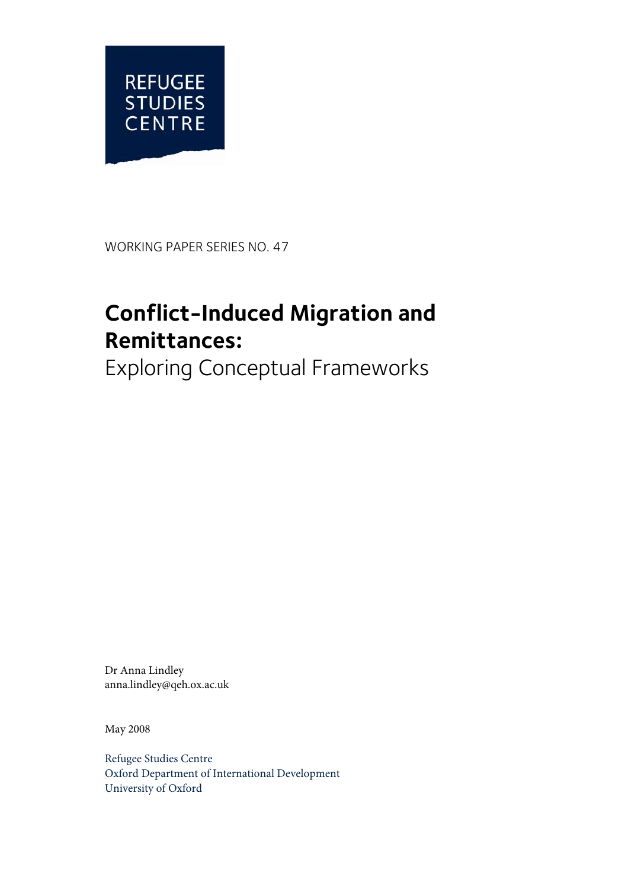REFUGEE STUDIES CENTRE

WORKING PAPER SERIES NO. 47

# Conflict-Induced Migration and Remittances:

## Exploring Conceptual Frameworks

Dr Anna Lindley
anna.lindley@qeh.ox.ac.uk

May 2008

Refugee Studies Centre
Oxford Department of International Development
University of Oxford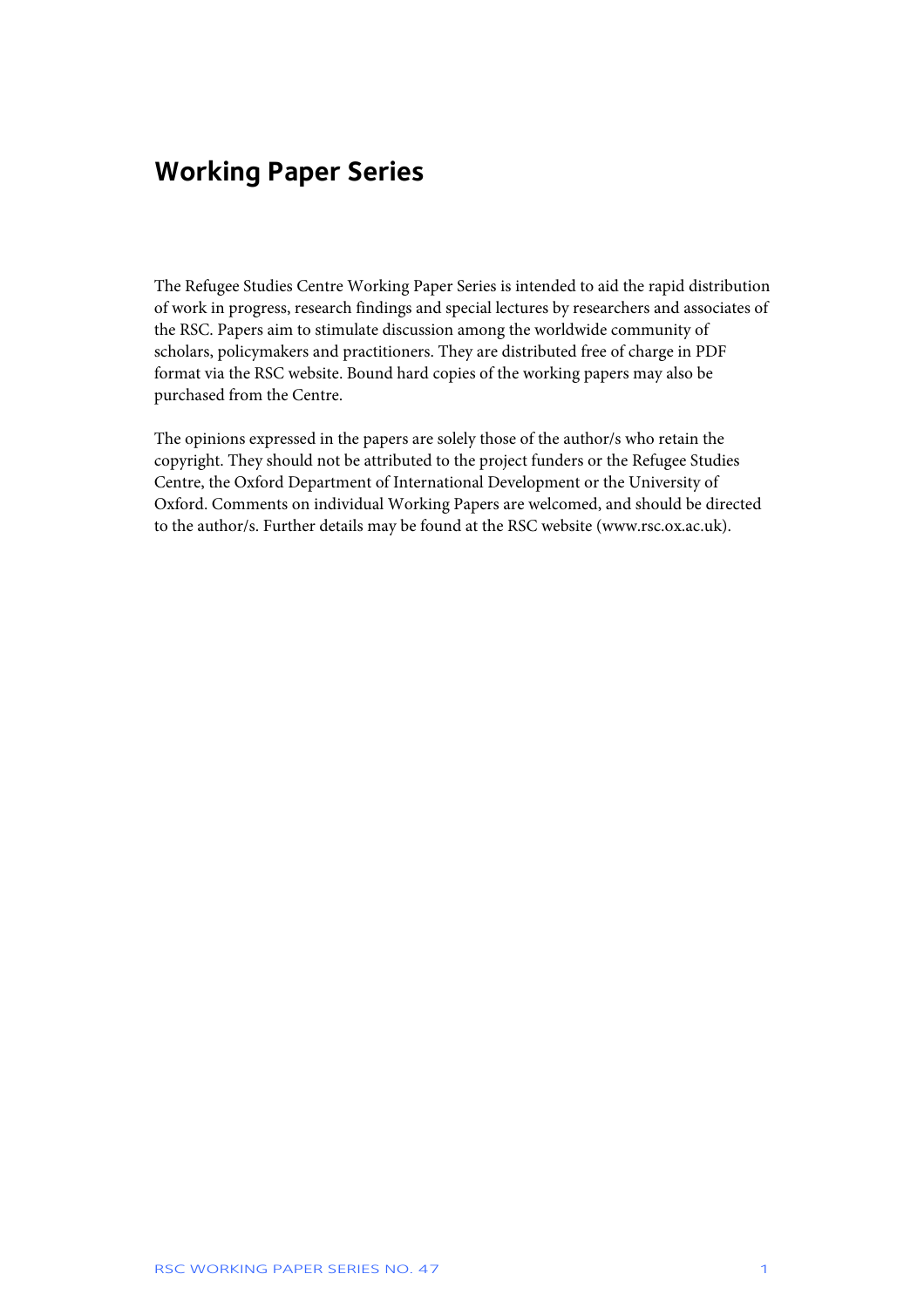## Working Paper Series

The Refugee Studies Centre Working Paper Series is intended to aid the rapid distribution of work in progress, research findings and special lectures by researchers and associates of the RSC. Papers aim to stimulate discussion among the worldwide community of scholars, policymakers and practitioners. They are distributed free of charge in PDF format via the RSC website. Bound hard copies of the working papers may also be purchased from the Centre.

The opinions expressed in the papers are solely those of the author/s who retain the copyright. They should not be attributed to the project funders or the Refugee Studies Centre, the Oxford Department of International Development or the University of Oxford. Comments on individual Working Papers are welcomed, and should be directed to the author/s. Further details may be found at the RSC website (www.rsc.ox.ac.uk).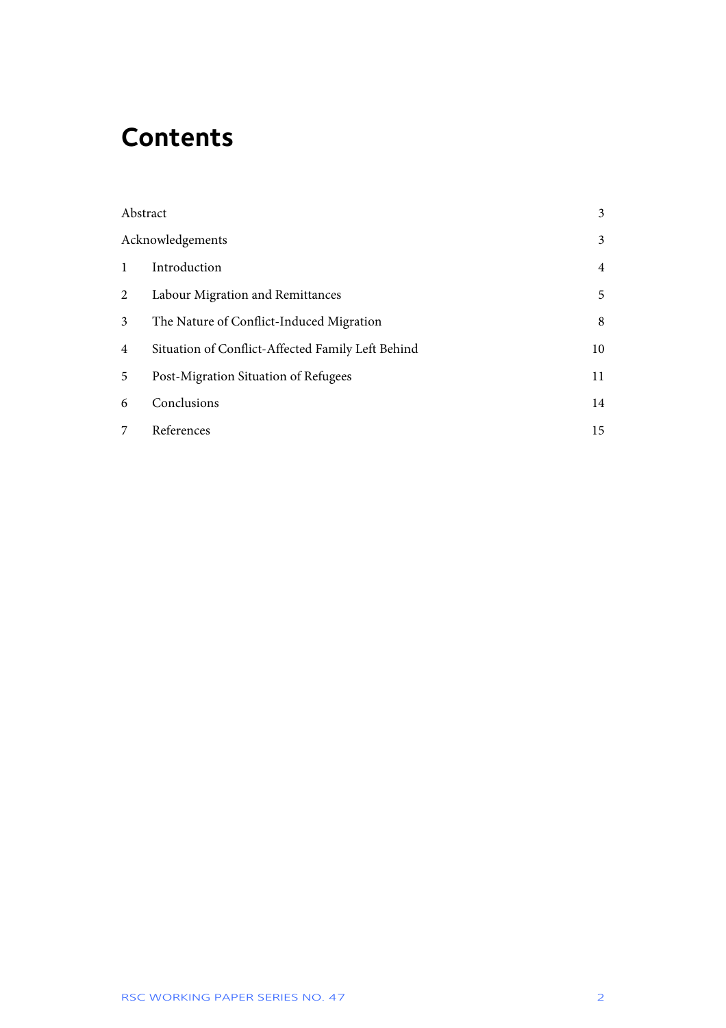# Contents

| | | |
|---|---|---|
| Abstract | | 3 |
| Acknowledgements | | 3 |
| 1 | Introduction | 4 |
| 2 | Labour Migration and Remittances | 5 |
| 3 | The Nature of Conflict-Induced Migration | 8 |
| 4 | Situation of Conflict-Affected Family Left Behind | 10 |
| 5 | Post-Migration Situation of Refugees | 11 |
| 6 | Conclusions | 14 |
| 7 | References | 15 |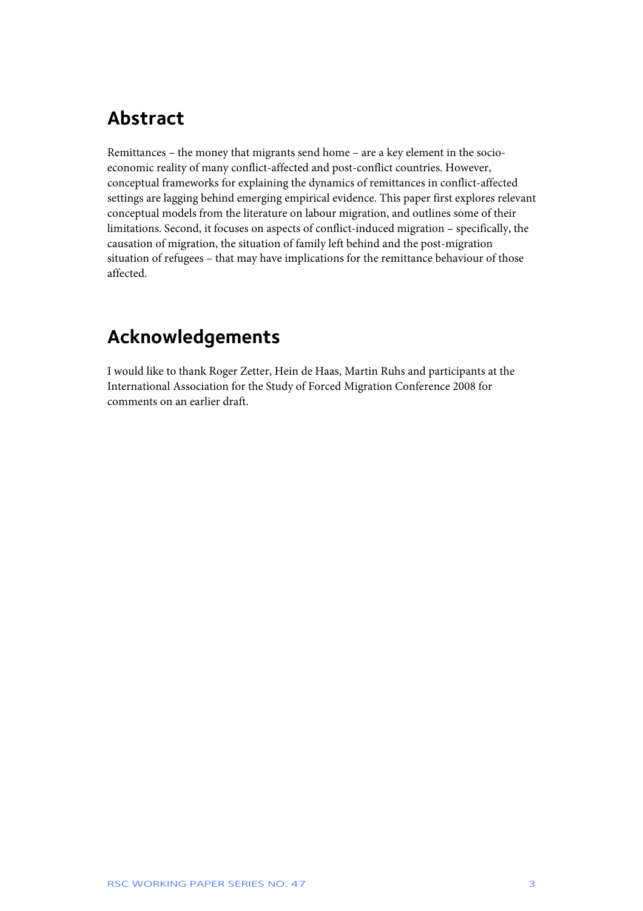## Abstract

Remittances – the money that migrants send home – are a key element in the socio-economic reality of many conflict-affected and post-conflict countries. However, conceptual frameworks for explaining the dynamics of remittances in conflict-affected settings are lagging behind emerging empirical evidence. This paper first explores relevant conceptual models from the literature on labour migration, and outlines some of their limitations. Second, it focuses on aspects of conflict-induced migration – specifically, the causation of migration, the situation of family left behind and the post-migration situation of refugees – that may have implications for the remittance behaviour of those affected.

## Acknowledgements

I would like to thank Roger Zetter, Hein de Haas, Martin Ruhs and participants at the International Association for the Study of Forced Migration Conference 2008 for comments on an earlier draft.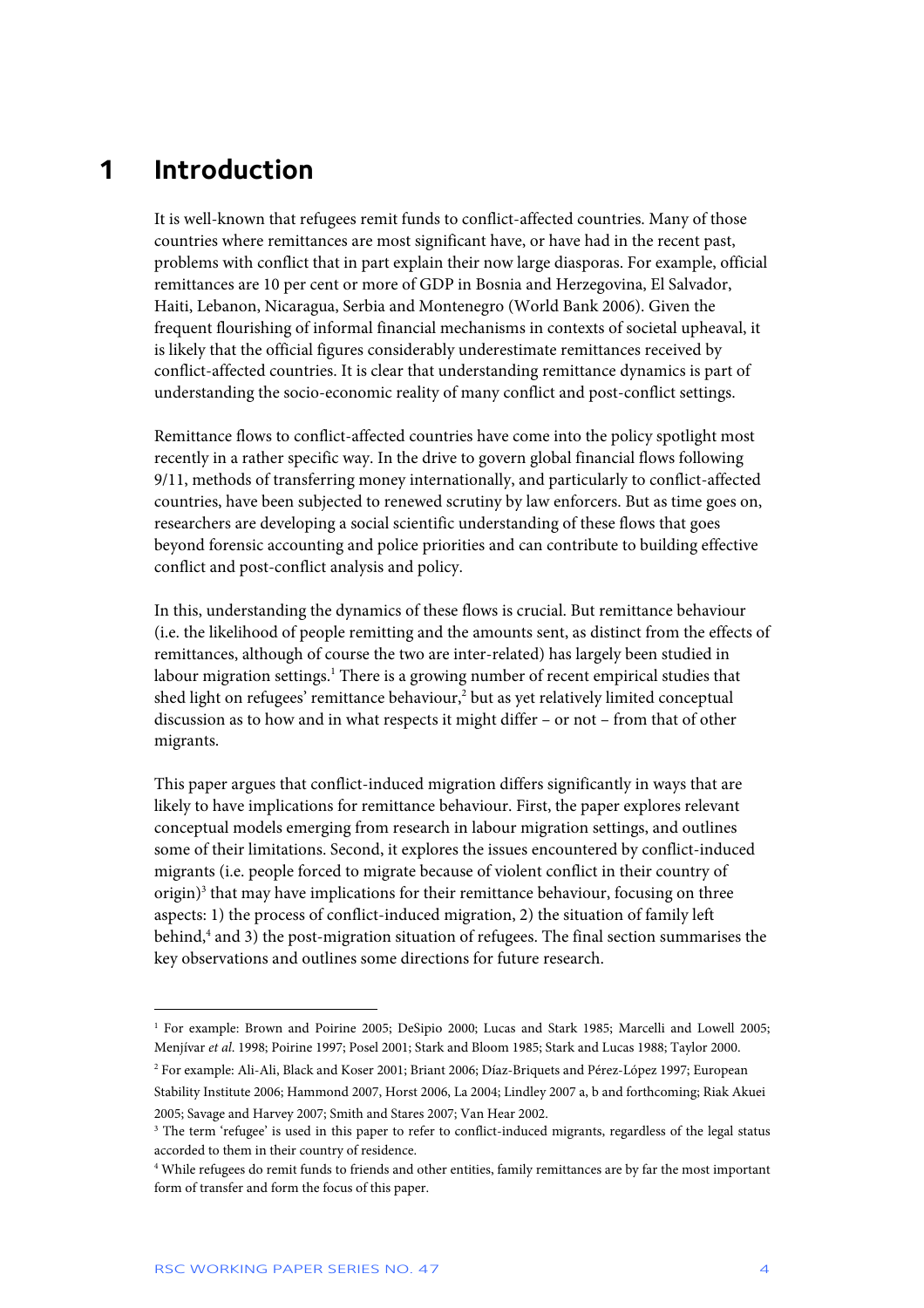# 1 Introduction

It is well-known that refugees remit funds to conflict-affected countries. Many of those countries where remittances are most significant have, or have had in the recent past, problems with conflict that in part explain their now large diasporas. For example, official remittances are 10 per cent or more of GDP in Bosnia and Herzegovina, El Salvador, Haiti, Lebanon, Nicaragua, Serbia and Montenegro (World Bank 2006). Given the frequent flourishing of informal financial mechanisms in contexts of societal upheaval, it is likely that the official figures considerably underestimate remittances received by conflict-affected countries. It is clear that understanding remittance dynamics is part of understanding the socio-economic reality of many conflict and post-conflict settings.

Remittance flows to conflict-affected countries have come into the policy spotlight most recently in a rather specific way. In the drive to govern global financial flows following 9/11, methods of transferring money internationally, and particularly to conflict-affected countries, have been subjected to renewed scrutiny by law enforcers. But as time goes on, researchers are developing a social scientific understanding of these flows that goes beyond forensic accounting and police priorities and can contribute to building effective conflict and post-conflict analysis and policy.

In this, understanding the dynamics of these flows is crucial. But remittance behaviour (i.e. the likelihood of people remitting and the amounts sent, as distinct from the effects of remittances, although of course the two are inter-related) has largely been studied in labour migration settings.[1] There is a growing number of recent empirical studies that shed light on refugees' remittance behaviour,[2] but as yet relatively limited conceptual discussion as to how and in what respects it might differ – or not – from that of other migrants.

This paper argues that conflict-induced migration differs significantly in ways that are likely to have implications for remittance behaviour. First, the paper explores relevant conceptual models emerging from research in labour migration settings, and outlines some of their limitations. Second, it explores the issues encountered by conflict-induced migrants (i.e. people forced to migrate because of violent conflict in their country of origin)[3] that may have implications for their remittance behaviour, focusing on three aspects: 1) the process of conflict-induced migration, 2) the situation of family left behind,[4] and 3) the post-migration situation of refugees. The final section summarises the key observations and outlines some directions for future research.

---

[1] For example: Brown and Poirine 2005; DeSipio 2000; Lucas and Stark 1985; Marcelli and Lowell 2005; Menjívar *et al*. 1998; Poirine 1997; Posel 2001; Stark and Bloom 1985; Stark and Lucas 1988; Taylor 2000.

[2] For example: Ali-Ali, Black and Koser 2001; Briant 2006; Díaz-Briquets and Pérez-López 1997; European Stability Institute 2006; Hammond 2007, Horst 2006, La 2004; Lindley 2007 a, b and forthcoming; Riak Akuei 2005; Savage and Harvey 2007; Smith and Stares 2007; Van Hear 2002.

[3] The term 'refugee' is used in this paper to refer to conflict-induced migrants, regardless of the legal status accorded to them in their country of residence.

[4] While refugees do remit funds to friends and other entities, family remittances are by far the most important form of transfer and form the focus of this paper.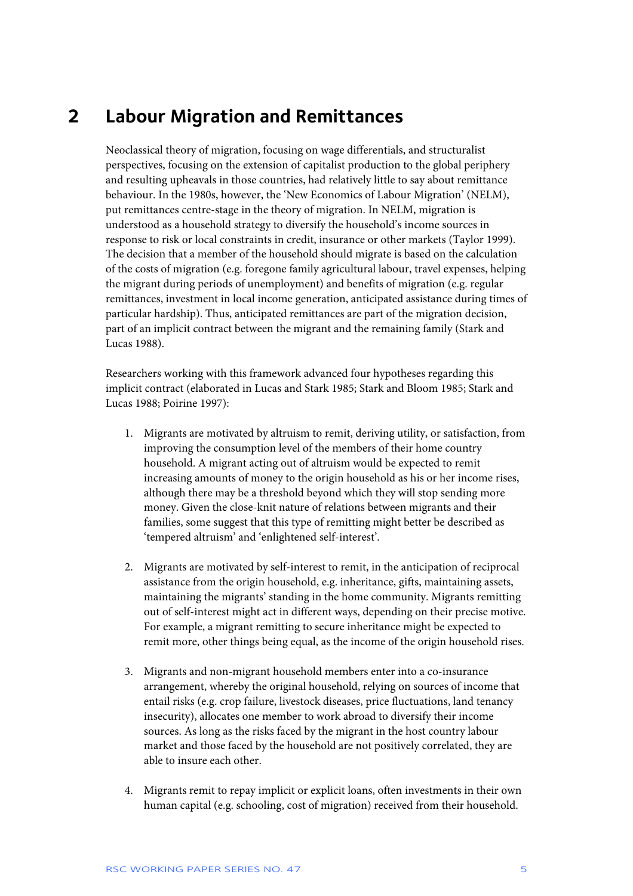## 2 Labour Migration and Remittances

Neoclassical theory of migration, focusing on wage differentials, and structuralist perspectives, focusing on the extension of capitalist production to the global periphery and resulting upheavals in those countries, had relatively little to say about remittance behaviour. In the 1980s, however, the 'New Economics of Labour Migration' (NELM), put remittances centre-stage in the theory of migration. In NELM, migration is understood as a household strategy to diversify the household's income sources in response to risk or local constraints in credit, insurance or other markets (Taylor 1999). The decision that a member of the household should migrate is based on the calculation of the costs of migration (e.g. foregone family agricultural labour, travel expenses, helping the migrant during periods of unemployment) and benefits of migration (e.g. regular remittances, investment in local income generation, anticipated assistance during times of particular hardship). Thus, anticipated remittances are part of the migration decision, part of an implicit contract between the migrant and the remaining family (Stark and Lucas 1988).

Researchers working with this framework advanced four hypotheses regarding this implicit contract (elaborated in Lucas and Stark 1985; Stark and Bloom 1985; Stark and Lucas 1988; Poirine 1997):

1. Migrants are motivated by altruism to remit, deriving utility, or satisfaction, from improving the consumption level of the members of their home country household. A migrant acting out of altruism would be expected to remit increasing amounts of money to the origin household as his or her income rises, although there may be a threshold beyond which they will stop sending more money. Given the close-knit nature of relations between migrants and their families, some suggest that this type of remitting might better be described as 'tempered altruism' and 'enlightened self-interest'.

2. Migrants are motivated by self-interest to remit, in the anticipation of reciprocal assistance from the origin household, e.g. inheritance, gifts, maintaining assets, maintaining the migrants' standing in the home community. Migrants remitting out of self-interest might act in different ways, depending on their precise motive. For example, a migrant remitting to secure inheritance might be expected to remit more, other things being equal, as the income of the origin household rises.

3. Migrants and non-migrant household members enter into a co-insurance arrangement, whereby the original household, relying on sources of income that entail risks (e.g. crop failure, livestock diseases, price fluctuations, land tenancy insecurity), allocates one member to work abroad to diversify their income sources. As long as the risks faced by the migrant in the host country labour market and those faced by the household are not positively correlated, they are able to insure each other.

4. Migrants remit to repay implicit or explicit loans, often investments in their own human capital (e.g. schooling, cost of migration) received from their household.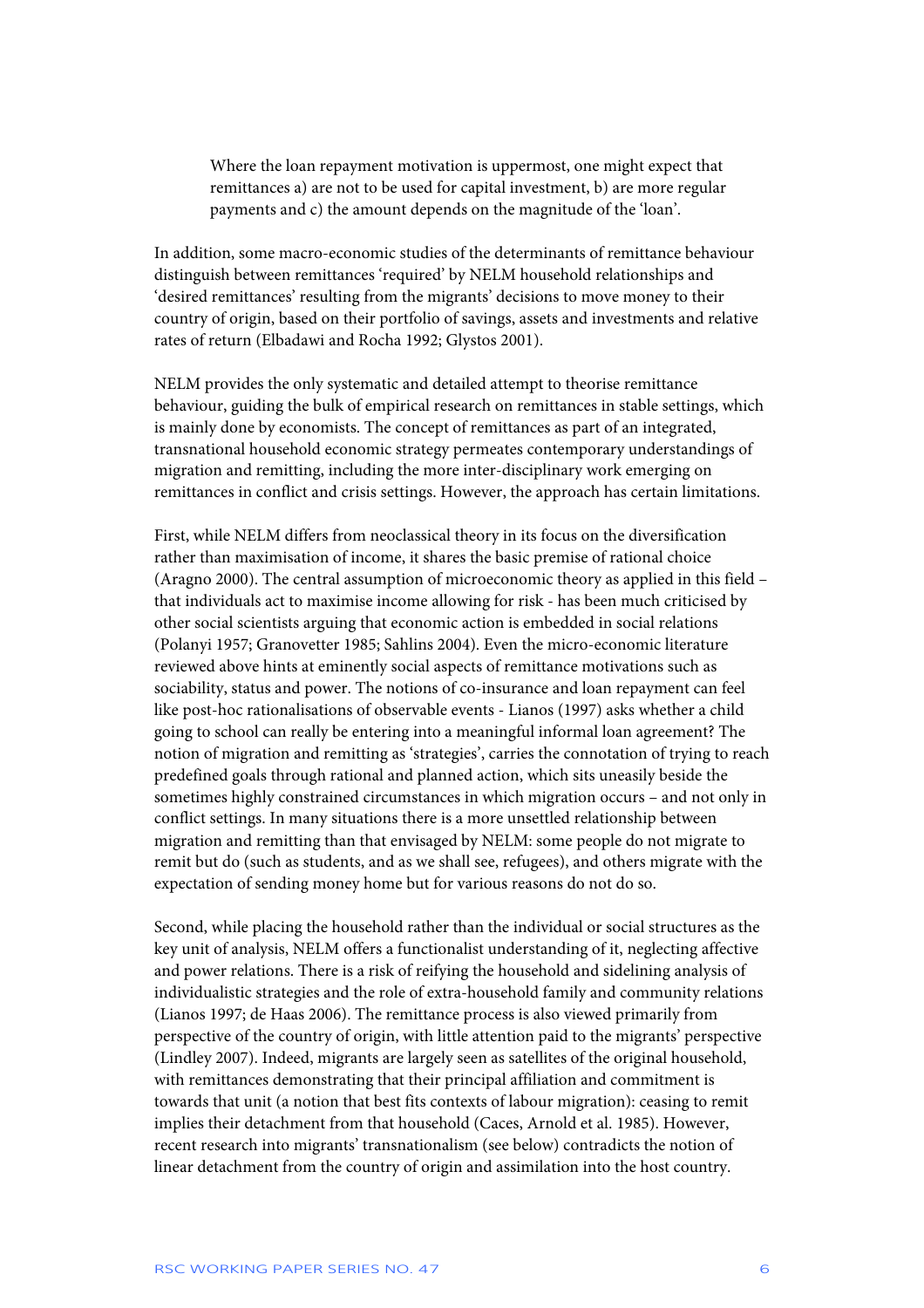> Where the loan repayment motivation is uppermost, one might expect that remittances a) are not to be used for capital investment, b) are more regular payments and c) the amount depends on the magnitude of the 'loan'.

In addition, some macro-economic studies of the determinants of remittance behaviour distinguish between remittances 'required' by NELM household relationships and 'desired remittances' resulting from the migrants' decisions to move money to their country of origin, based on their portfolio of savings, assets and investments and relative rates of return (Elbadawi and Rocha 1992; Glystos 2001).

NELM provides the only systematic and detailed attempt to theorise remittance behaviour, guiding the bulk of empirical research on remittances in stable settings, which is mainly done by economists. The concept of remittances as part of an integrated, transnational household economic strategy permeates contemporary understandings of migration and remitting, including the more inter-disciplinary work emerging on remittances in conflict and crisis settings. However, the approach has certain limitations.

First, while NELM differs from neoclassical theory in its focus on the diversification rather than maximisation of income, it shares the basic premise of rational choice (Aragno 2000). The central assumption of microeconomic theory as applied in this field – that individuals act to maximise income allowing for risk - has been much criticised by other social scientists arguing that economic action is embedded in social relations (Polanyi 1957; Granovetter 1985; Sahlins 2004). Even the micro-economic literature reviewed above hints at eminently social aspects of remittance motivations such as sociability, status and power. The notions of co-insurance and loan repayment can feel like post-hoc rationalisations of observable events - Lianos (1997) asks whether a child going to school can really be entering into a meaningful informal loan agreement? The notion of migration and remitting as 'strategies', carries the connotation of trying to reach predefined goals through rational and planned action, which sits uneasily beside the sometimes highly constrained circumstances in which migration occurs – and not only in conflict settings. In many situations there is a more unsettled relationship between migration and remitting than that envisaged by NELM: some people do not migrate to remit but do (such as students, and as we shall see, refugees), and others migrate with the expectation of sending money home but for various reasons do not do so.

Second, while placing the household rather than the individual or social structures as the key unit of analysis, NELM offers a functionalist understanding of it, neglecting affective and power relations. There is a risk of reifying the household and sidelining analysis of individualistic strategies and the role of extra-household family and community relations (Lianos 1997; de Haas 2006). The remittance process is also viewed primarily from perspective of the country of origin, with little attention paid to the migrants' perspective (Lindley 2007). Indeed, migrants are largely seen as satellites of the original household, with remittances demonstrating that their principal affiliation and commitment is towards that unit (a notion that best fits contexts of labour migration): ceasing to remit implies their detachment from that household (Caces, Arnold et al. 1985). However, recent research into migrants' transnationalism (see below) contradicts the notion of linear detachment from the country of origin and assimilation into the host country.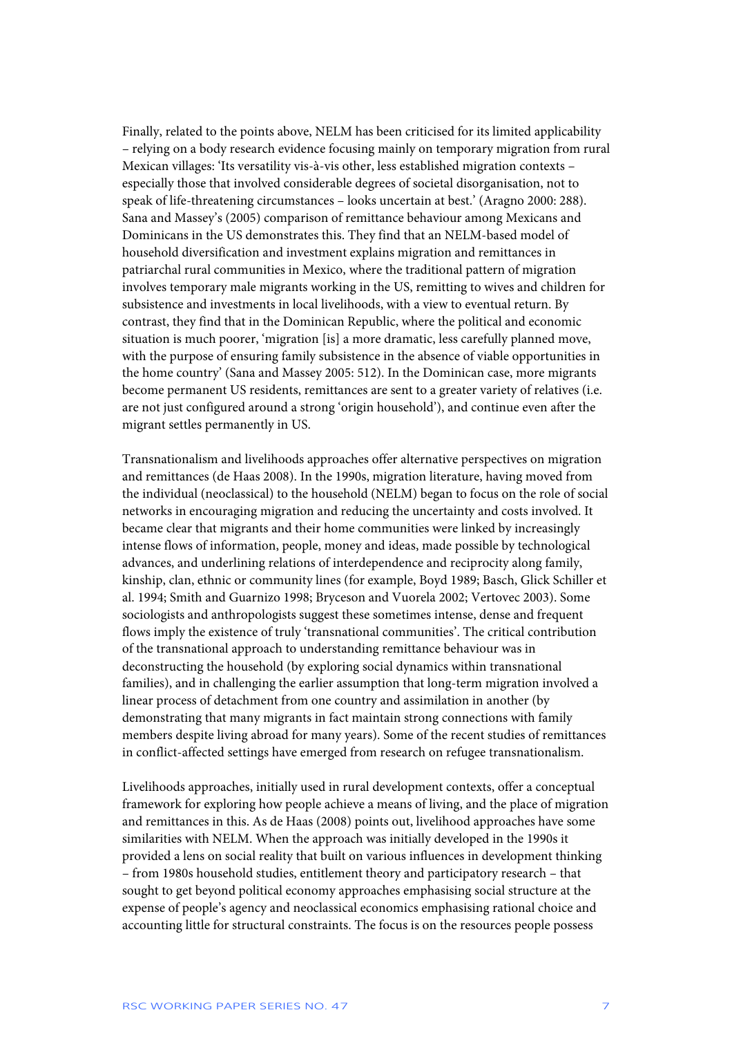Finally, related to the points above, NELM has been criticised for its limited applicability – relying on a body research evidence focusing mainly on temporary migration from rural Mexican villages: 'Its versatility vis-à-vis other, less established migration contexts – especially those that involved considerable degrees of societal disorganisation, not to speak of life-threatening circumstances – looks uncertain at best.' (Aragno 2000: 288). Sana and Massey's (2005) comparison of remittance behaviour among Mexicans and Dominicans in the US demonstrates this. They find that an NELM-based model of household diversification and investment explains migration and remittances in patriarchal rural communities in Mexico, where the traditional pattern of migration involves temporary male migrants working in the US, remitting to wives and children for subsistence and investments in local livelihoods, with a view to eventual return. By contrast, they find that in the Dominican Republic, where the political and economic situation is much poorer, 'migration [is] a more dramatic, less carefully planned move, with the purpose of ensuring family subsistence in the absence of viable opportunities in the home country' (Sana and Massey 2005: 512). In the Dominican case, more migrants become permanent US residents, remittances are sent to a greater variety of relatives (i.e. are not just configured around a strong 'origin household'), and continue even after the migrant settles permanently in US.

Transnationalism and livelihoods approaches offer alternative perspectives on migration and remittances (de Haas 2008). In the 1990s, migration literature, having moved from the individual (neoclassical) to the household (NELM) began to focus on the role of social networks in encouraging migration and reducing the uncertainty and costs involved. It became clear that migrants and their home communities were linked by increasingly intense flows of information, people, money and ideas, made possible by technological advances, and underlining relations of interdependence and reciprocity along family, kinship, clan, ethnic or community lines (for example, Boyd 1989; Basch, Glick Schiller et al. 1994; Smith and Guarnizo 1998; Bryceson and Vuorela 2002; Vertovec 2003). Some sociologists and anthropologists suggest these sometimes intense, dense and frequent flows imply the existence of truly 'transnational communities'. The critical contribution of the transnational approach to understanding remittance behaviour was in deconstructing the household (by exploring social dynamics within transnational families), and in challenging the earlier assumption that long-term migration involved a linear process of detachment from one country and assimilation in another (by demonstrating that many migrants in fact maintain strong connections with family members despite living abroad for many years). Some of the recent studies of remittances in conflict-affected settings have emerged from research on refugee transnationalism.

Livelihoods approaches, initially used in rural development contexts, offer a conceptual framework for exploring how people achieve a means of living, and the place of migration and remittances in this. As de Haas (2008) points out, livelihood approaches have some similarities with NELM. When the approach was initially developed in the 1990s it provided a lens on social reality that built on various influences in development thinking – from 1980s household studies, entitlement theory and participatory research – that sought to get beyond political economy approaches emphasising social structure at the expense of people's agency and neoclassical economics emphasising rational choice and accounting little for structural constraints. The focus is on the resources people possess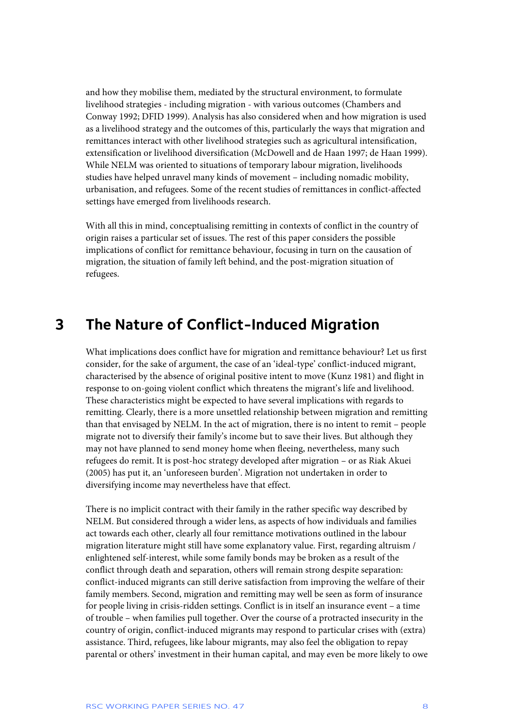and how they mobilise them, mediated by the structural environment, to formulate livelihood strategies - including migration - with various outcomes (Chambers and Conway 1992; DFID 1999). Analysis has also considered when and how migration is used as a livelihood strategy and the outcomes of this, particularly the ways that migration and remittances interact with other livelihood strategies such as agricultural intensification, extensification or livelihood diversification (McDowell and de Haan 1997; de Haan 1999). While NELM was oriented to situations of temporary labour migration, livelihoods studies have helped unravel many kinds of movement – including nomadic mobility, urbanisation, and refugees. Some of the recent studies of remittances in conflict-affected settings have emerged from livelihoods research.

With all this in mind, conceptualising remitting in contexts of conflict in the country of origin raises a particular set of issues. The rest of this paper considers the possible implications of conflict for remittance behaviour, focusing in turn on the causation of migration, the situation of family left behind, and the post-migration situation of refugees.

# 3 The Nature of Conflict-Induced Migration

What implications does conflict have for migration and remittance behaviour? Let us first consider, for the sake of argument, the case of an 'ideal-type' conflict-induced migrant, characterised by the absence of original positive intent to move (Kunz 1981) and flight in response to on-going violent conflict which threatens the migrant's life and livelihood. These characteristics might be expected to have several implications with regards to remitting. Clearly, there is a more unsettled relationship between migration and remitting than that envisaged by NELM. In the act of migration, there is no intent to remit – people migrate not to diversify their family's income but to save their lives. But although they may not have planned to send money home when fleeing, nevertheless, many such refugees do remit. It is post-hoc strategy developed after migration – or as Riak Akuei (2005) has put it, an 'unforeseen burden'. Migration not undertaken in order to diversifying income may nevertheless have that effect.

There is no implicit contract with their family in the rather specific way described by NELM. But considered through a wider lens, as aspects of how individuals and families act towards each other, clearly all four remittance motivations outlined in the labour migration literature might still have some explanatory value. First, regarding altruism / enlightened self-interest, while some family bonds may be broken as a result of the conflict through death and separation, others will remain strong despite separation: conflict-induced migrants can still derive satisfaction from improving the welfare of their family members. Second, migration and remitting may well be seen as form of insurance for people living in crisis-ridden settings. Conflict is in itself an insurance event – a time of trouble – when families pull together. Over the course of a protracted insecurity in the country of origin, conflict-induced migrants may respond to particular crises with (extra) assistance. Third, refugees, like labour migrants, may also feel the obligation to repay parental or others' investment in their human capital, and may even be more likely to owe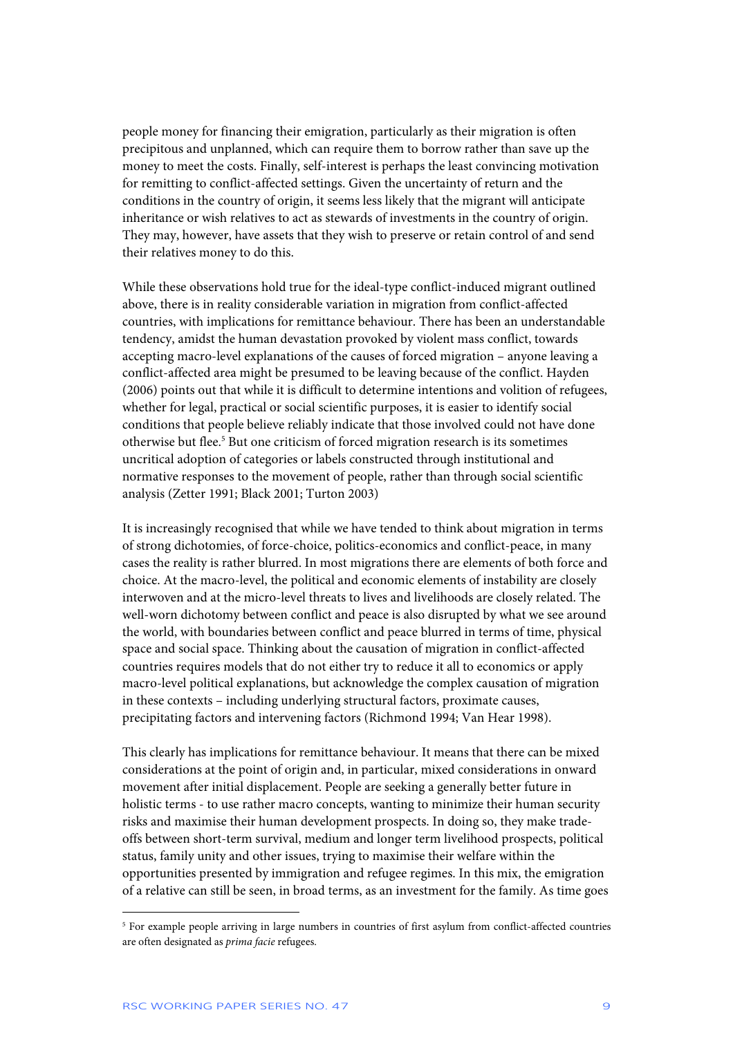people money for financing their emigration, particularly as their migration is often precipitous and unplanned, which can require them to borrow rather than save up the money to meet the costs. Finally, self-interest is perhaps the least convincing motivation for remitting to conflict-affected settings. Given the uncertainty of return and the conditions in the country of origin, it seems less likely that the migrant will anticipate inheritance or wish relatives to act as stewards of investments in the country of origin. They may, however, have assets that they wish to preserve or retain control of and send their relatives money to do this.

While these observations hold true for the ideal-type conflict-induced migrant outlined above, there is in reality considerable variation in migration from conflict-affected countries, with implications for remittance behaviour. There has been an understandable tendency, amidst the human devastation provoked by violent mass conflict, towards accepting macro-level explanations of the causes of forced migration – anyone leaving a conflict-affected area might be presumed to be leaving because of the conflict. Hayden (2006) points out that while it is difficult to determine intentions and volition of refugees, whether for legal, practical or social scientific purposes, it is easier to identify social conditions that people believe reliably indicate that those involved could not have done otherwise but flee.[5] But one criticism of forced migration research is its sometimes uncritical adoption of categories or labels constructed through institutional and normative responses to the movement of people, rather than through social scientific analysis (Zetter 1991; Black 2001; Turton 2003)

It is increasingly recognised that while we have tended to think about migration in terms of strong dichotomies, of force-choice, politics-economics and conflict-peace, in many cases the reality is rather blurred. In most migrations there are elements of both force and choice. At the macro-level, the political and economic elements of instability are closely interwoven and at the micro-level threats to lives and livelihoods are closely related. The well-worn dichotomy between conflict and peace is also disrupted by what we see around the world, with boundaries between conflict and peace blurred in terms of time, physical space and social space. Thinking about the causation of migration in conflict-affected countries requires models that do not either try to reduce it all to economics or apply macro-level political explanations, but acknowledge the complex causation of migration in these contexts – including underlying structural factors, proximate causes, precipitating factors and intervening factors (Richmond 1994; Van Hear 1998).

This clearly has implications for remittance behaviour. It means that there can be mixed considerations at the point of origin and, in particular, mixed considerations in onward movement after initial displacement. People are seeking a generally better future in holistic terms - to use rather macro concepts, wanting to minimize their human security risks and maximise their human development prospects. In doing so, they make trade-offs between short-term survival, medium and longer term livelihood prospects, political status, family unity and other issues, trying to maximise their welfare within the opportunities presented by immigration and refugee regimes. In this mix, the emigration of a relative can still be seen, in broad terms, as an investment for the family. As time goes

[5] For example people arriving in large numbers in countries of first asylum from conflict-affected countries are often designated as *prima facie* refugees.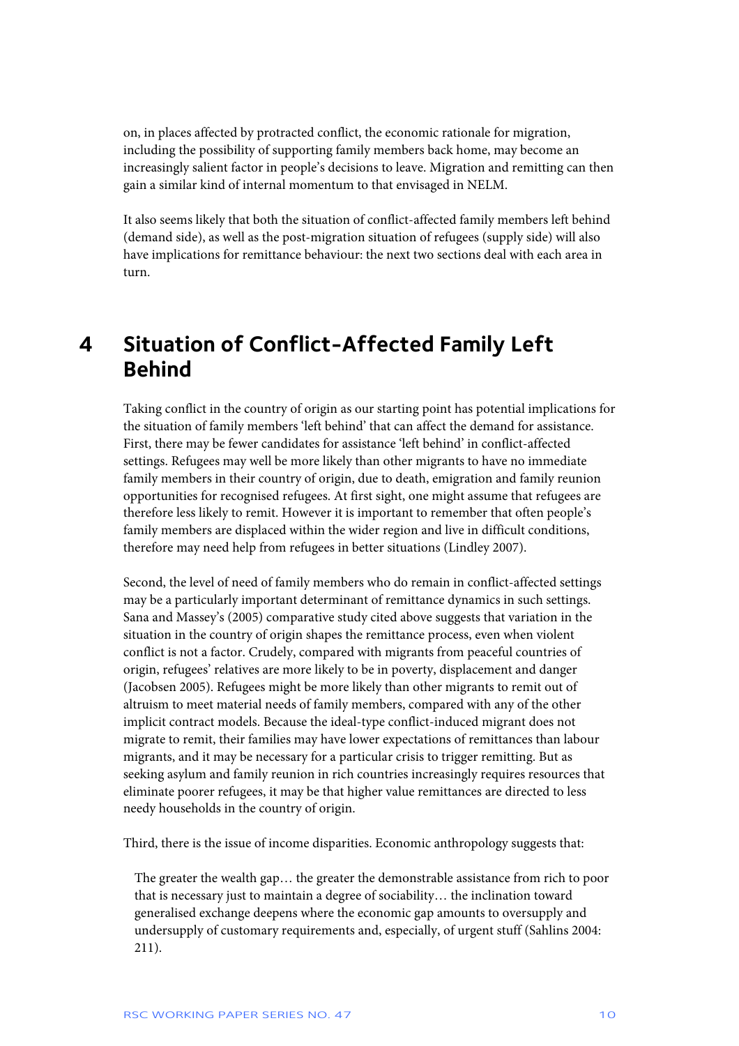on, in places affected by protracted conflict, the economic rationale for migration, including the possibility of supporting family members back home, may become an increasingly salient factor in people's decisions to leave. Migration and remitting can then gain a similar kind of internal momentum to that envisaged in NELM.

It also seems likely that both the situation of conflict-affected family members left behind (demand side), as well as the post-migration situation of refugees (supply side) will also have implications for remittance behaviour: the next two sections deal with each area in turn.

# 4 Situation of Conflict-Affected Family Left Behind

Taking conflict in the country of origin as our starting point has potential implications for the situation of family members 'left behind' that can affect the demand for assistance. First, there may be fewer candidates for assistance 'left behind' in conflict-affected settings. Refugees may well be more likely than other migrants to have no immediate family members in their country of origin, due to death, emigration and family reunion opportunities for recognised refugees. At first sight, one might assume that refugees are therefore less likely to remit. However it is important to remember that often people's family members are displaced within the wider region and live in difficult conditions, therefore may need help from refugees in better situations (Lindley 2007).

Second, the level of need of family members who do remain in conflict-affected settings may be a particularly important determinant of remittance dynamics in such settings. Sana and Massey's (2005) comparative study cited above suggests that variation in the situation in the country of origin shapes the remittance process, even when violent conflict is not a factor. Crudely, compared with migrants from peaceful countries of origin, refugees' relatives are more likely to be in poverty, displacement and danger (Jacobsen 2005). Refugees might be more likely than other migrants to remit out of altruism to meet material needs of family members, compared with any of the other implicit contract models. Because the ideal-type conflict-induced migrant does not migrate to remit, their families may have lower expectations of remittances than labour migrants, and it may be necessary for a particular crisis to trigger remitting. But as seeking asylum and family reunion in rich countries increasingly requires resources that eliminate poorer refugees, it may be that higher value remittances are directed to less needy households in the country of origin.

Third, there is the issue of income disparities. Economic anthropology suggests that:

> The greater the wealth gap… the greater the demonstrable assistance from rich to poor that is necessary just to maintain a degree of sociability… the inclination toward generalised exchange deepens where the economic gap amounts to oversupply and undersupply of customary requirements and, especially, of urgent stuff (Sahlins 2004: 211).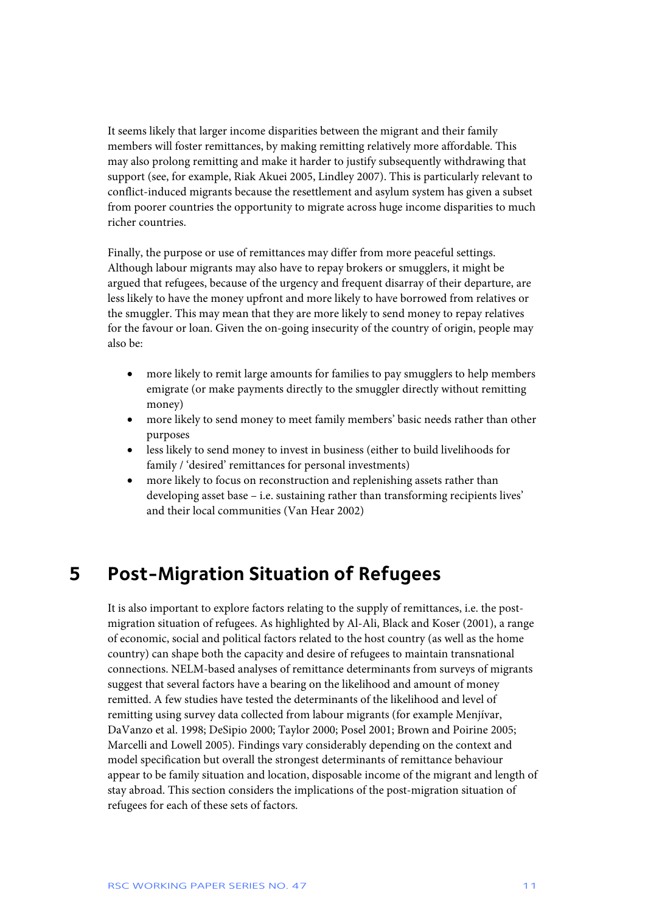It seems likely that larger income disparities between the migrant and their family members will foster remittances, by making remitting relatively more affordable. This may also prolong remitting and make it harder to justify subsequently withdrawing that support (see, for example, Riak Akuei 2005, Lindley 2007). This is particularly relevant to conflict-induced migrants because the resettlement and asylum system has given a subset from poorer countries the opportunity to migrate across huge income disparities to much richer countries.

Finally, the purpose or use of remittances may differ from more peaceful settings. Although labour migrants may also have to repay brokers or smugglers, it might be argued that refugees, because of the urgency and frequent disarray of their departure, are less likely to have the money upfront and more likely to have borrowed from relatives or the smuggler. This may mean that they are more likely to send money to repay relatives for the favour or loan. Given the on-going insecurity of the country of origin, people may also be:

- more likely to remit large amounts for families to pay smugglers to help members emigrate (or make payments directly to the smuggler directly without remitting money)
- more likely to send money to meet family members' basic needs rather than other purposes
- less likely to send money to invest in business (either to build livelihoods for family / 'desired' remittances for personal investments)
- more likely to focus on reconstruction and replenishing assets rather than developing asset base – i.e. sustaining rather than transforming recipients lives' and their local communities (Van Hear 2002)

# 5 Post-Migration Situation of Refugees

It is also important to explore factors relating to the supply of remittances, i.e. the post-migration situation of refugees. As highlighted by Al-Ali, Black and Koser (2001), a range of economic, social and political factors related to the host country (as well as the home country) can shape both the capacity and desire of refugees to maintain transnational connections. NELM-based analyses of remittance determinants from surveys of migrants suggest that several factors have a bearing on the likelihood and amount of money remitted. A few studies have tested the determinants of the likelihood and level of remitting using survey data collected from labour migrants (for example Menjívar, DaVanzo et al. 1998; DeSipio 2000; Taylor 2000; Posel 2001; Brown and Poirine 2005; Marcelli and Lowell 2005). Findings vary considerably depending on the context and model specification but overall the strongest determinants of remittance behaviour appear to be family situation and location, disposable income of the migrant and length of stay abroad. This section considers the implications of the post-migration situation of refugees for each of these sets of factors.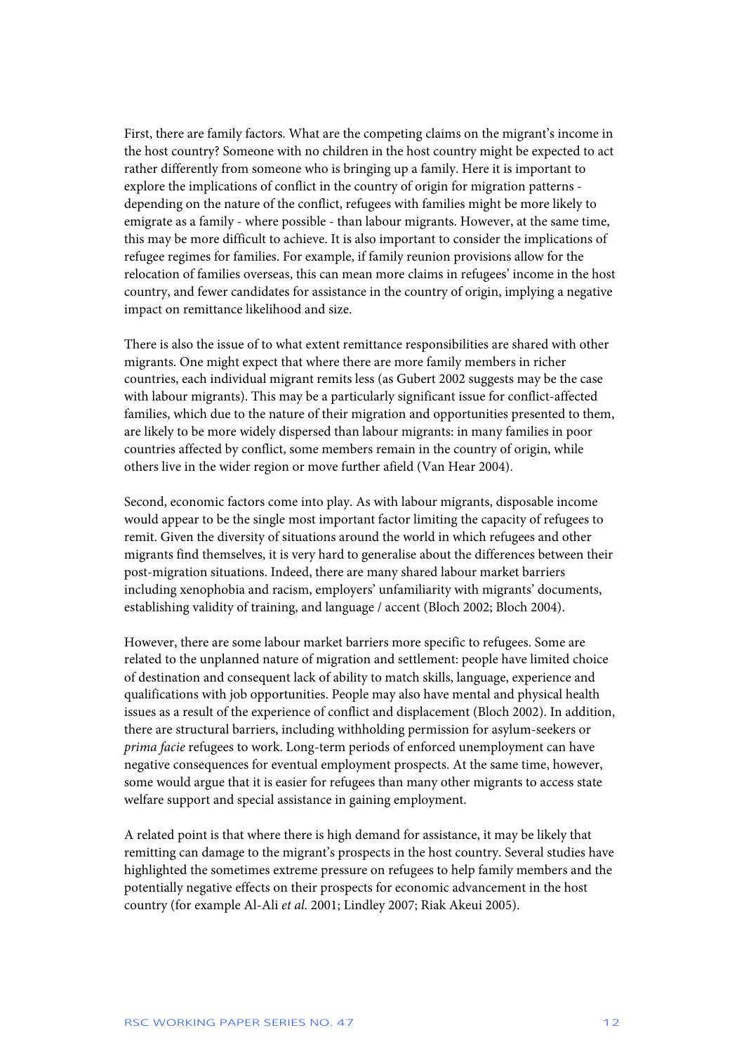First, there are family factors. What are the competing claims on the migrant's income in the host country? Someone with no children in the host country might be expected to act rather differently from someone who is bringing up a family. Here it is important to explore the implications of conflict in the country of origin for migration patterns - depending on the nature of the conflict, refugees with families might be more likely to emigrate as a family - where possible - than labour migrants. However, at the same time, this may be more difficult to achieve. It is also important to consider the implications of refugee regimes for families. For example, if family reunion provisions allow for the relocation of families overseas, this can mean more claims in refugees' income in the host country, and fewer candidates for assistance in the country of origin, implying a negative impact on remittance likelihood and size.

There is also the issue of to what extent remittance responsibilities are shared with other migrants. One might expect that where there are more family members in richer countries, each individual migrant remits less (as Gubert 2002 suggests may be the case with labour migrants). This may be a particularly significant issue for conflict-affected families, which due to the nature of their migration and opportunities presented to them, are likely to be more widely dispersed than labour migrants: in many families in poor countries affected by conflict, some members remain in the country of origin, while others live in the wider region or move further afield (Van Hear 2004).

Second, economic factors come into play. As with labour migrants, disposable income would appear to be the single most important factor limiting the capacity of refugees to remit. Given the diversity of situations around the world in which refugees and other migrants find themselves, it is very hard to generalise about the differences between their post-migration situations. Indeed, there are many shared labour market barriers including xenophobia and racism, employers' unfamiliarity with migrants' documents, establishing validity of training, and language / accent (Bloch 2002; Bloch 2004).

However, there are some labour market barriers more specific to refugees. Some are related to the unplanned nature of migration and settlement: people have limited choice of destination and consequent lack of ability to match skills, language, experience and qualifications with job opportunities. People may also have mental and physical health issues as a result of the experience of conflict and displacement (Bloch 2002). In addition, there are structural barriers, including withholding permission for asylum-seekers or *prima facie* refugees to work. Long-term periods of enforced unemployment can have negative consequences for eventual employment prospects. At the same time, however, some would argue that it is easier for refugees than many other migrants to access state welfare support and special assistance in gaining employment.

A related point is that where there is high demand for assistance, it may be likely that remitting can damage to the migrant's prospects in the host country. Several studies have highlighted the sometimes extreme pressure on refugees to help family members and the potentially negative effects on their prospects for economic advancement in the host country (for example Al-Ali *et al.* 2001; Lindley 2007; Riak Akeui 2005).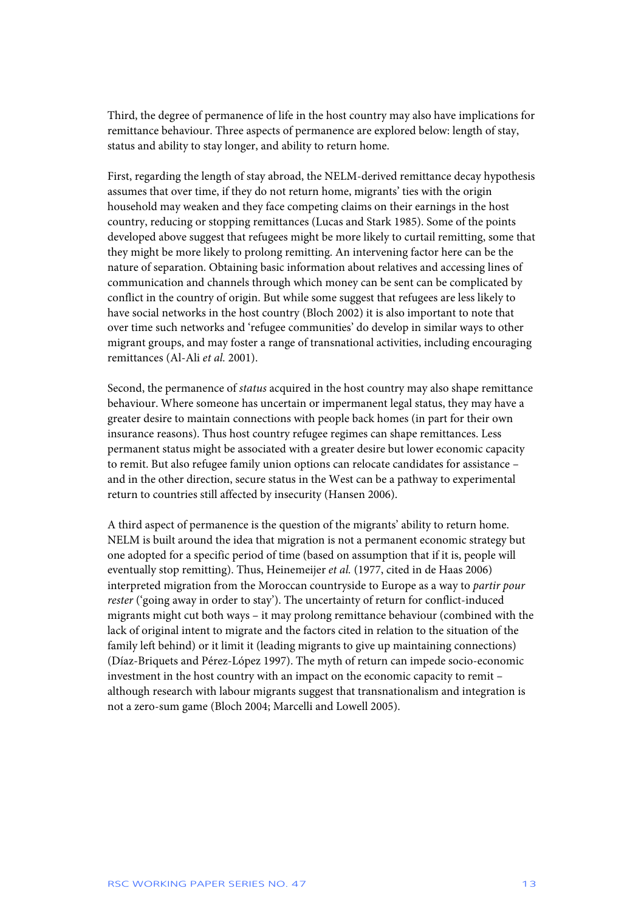Third, the degree of permanence of life in the host country may also have implications for remittance behaviour. Three aspects of permanence are explored below: length of stay, status and ability to stay longer, and ability to return home.

First, regarding the length of stay abroad, the NELM-derived remittance decay hypothesis assumes that over time, if they do not return home, migrants' ties with the origin household may weaken and they face competing claims on their earnings in the host country, reducing or stopping remittances (Lucas and Stark 1985). Some of the points developed above suggest that refugees might be more likely to curtail remitting, some that they might be more likely to prolong remitting. An intervening factor here can be the nature of separation. Obtaining basic information about relatives and accessing lines of communication and channels through which money can be sent can be complicated by conflict in the country of origin. But while some suggest that refugees are less likely to have social networks in the host country (Bloch 2002) it is also important to note that over time such networks and 'refugee communities' do develop in similar ways to other migrant groups, and may foster a range of transnational activities, including encouraging remittances (Al-Ali *et al.* 2001).

Second, the permanence of *status* acquired in the host country may also shape remittance behaviour. Where someone has uncertain or impermanent legal status, they may have a greater desire to maintain connections with people back homes (in part for their own insurance reasons). Thus host country refugee regimes can shape remittances. Less permanent status might be associated with a greater desire but lower economic capacity to remit. But also refugee family union options can relocate candidates for assistance – and in the other direction, secure status in the West can be a pathway to experimental return to countries still affected by insecurity (Hansen 2006).

A third aspect of permanence is the question of the migrants' ability to return home. NELM is built around the idea that migration is not a permanent economic strategy but one adopted for a specific period of time (based on assumption that if it is, people will eventually stop remitting). Thus, Heinemeijer *et al.* (1977, cited in de Haas 2006) interpreted migration from the Moroccan countryside to Europe as a way to *partir pour rester* ('going away in order to stay'). The uncertainty of return for conflict-induced migrants might cut both ways – it may prolong remittance behaviour (combined with the lack of original intent to migrate and the factors cited in relation to the situation of the family left behind) or it limit it (leading migrants to give up maintaining connections) (Díaz-Briquets and Pérez-López 1997). The myth of return can impede socio-economic investment in the host country with an impact on the economic capacity to remit – although research with labour migrants suggest that transnationalism and integration is not a zero-sum game (Bloch 2004; Marcelli and Lowell 2005).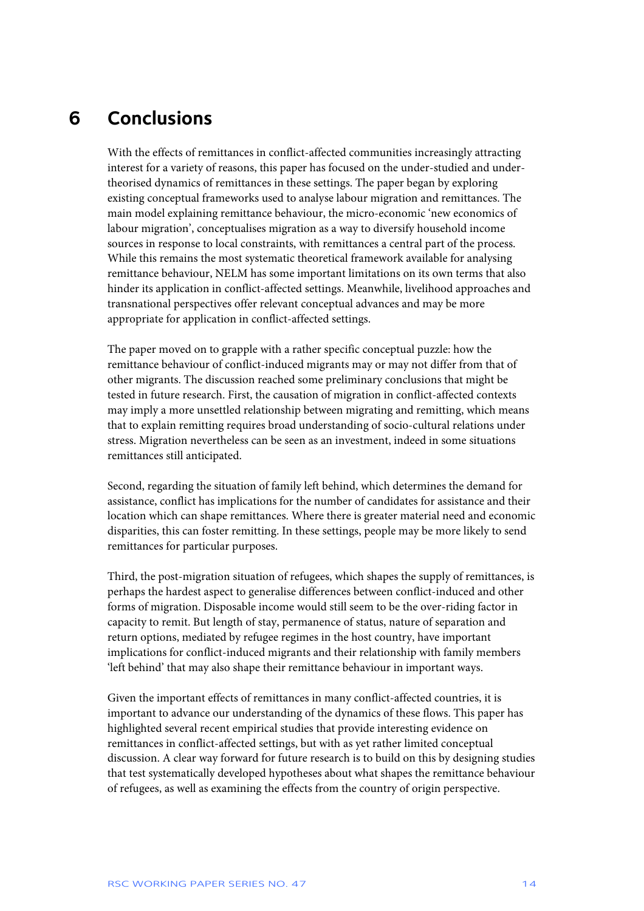# 6 Conclusions

With the effects of remittances in conflict-affected communities increasingly attracting interest for a variety of reasons, this paper has focused on the under-studied and under-theorised dynamics of remittances in these settings. The paper began by exploring existing conceptual frameworks used to analyse labour migration and remittances. The main model explaining remittance behaviour, the micro-economic 'new economics of labour migration', conceptualises migration as a way to diversify household income sources in response to local constraints, with remittances a central part of the process. While this remains the most systematic theoretical framework available for analysing remittance behaviour, NELM has some important limitations on its own terms that also hinder its application in conflict-affected settings. Meanwhile, livelihood approaches and transnational perspectives offer relevant conceptual advances and may be more appropriate for application in conflict-affected settings.

The paper moved on to grapple with a rather specific conceptual puzzle: how the remittance behaviour of conflict-induced migrants may or may not differ from that of other migrants. The discussion reached some preliminary conclusions that might be tested in future research. First, the causation of migration in conflict-affected contexts may imply a more unsettled relationship between migrating and remitting, which means that to explain remitting requires broad understanding of socio-cultural relations under stress. Migration nevertheless can be seen as an investment, indeed in some situations remittances still anticipated.

Second, regarding the situation of family left behind, which determines the demand for assistance, conflict has implications for the number of candidates for assistance and their location which can shape remittances. Where there is greater material need and economic disparities, this can foster remitting. In these settings, people may be more likely to send remittances for particular purposes.

Third, the post-migration situation of refugees, which shapes the supply of remittances, is perhaps the hardest aspect to generalise differences between conflict-induced and other forms of migration. Disposable income would still seem to be the over-riding factor in capacity to remit. But length of stay, permanence of status, nature of separation and return options, mediated by refugee regimes in the host country, have important implications for conflict-induced migrants and their relationship with family members 'left behind' that may also shape their remittance behaviour in important ways.

Given the important effects of remittances in many conflict-affected countries, it is important to advance our understanding of the dynamics of these flows. This paper has highlighted several recent empirical studies that provide interesting evidence on remittances in conflict-affected settings, but with as yet rather limited conceptual discussion. A clear way forward for future research is to build on this by designing studies that test systematically developed hypotheses about what shapes the remittance behaviour of refugees, as well as examining the effects from the country of origin perspective.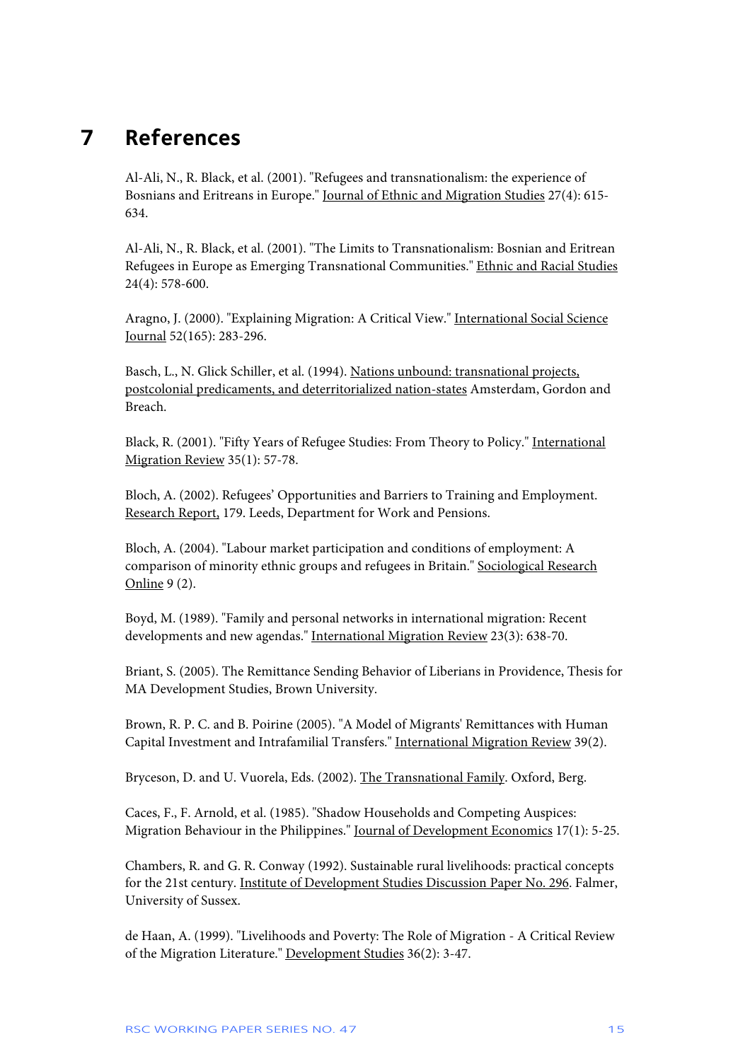# 7 References

Al-Ali, N., R. Black, et al. (2001). "Refugees and transnationalism: the experience of Bosnians and Eritreans in Europe." Journal of Ethnic and Migration Studies 27(4): 615-634.

Al-Ali, N., R. Black, et al. (2001). "The Limits to Transnationalism: Bosnian and Eritrean Refugees in Europe as Emerging Transnational Communities." Ethnic and Racial Studies 24(4): 578-600.

Aragno, J. (2000). "Explaining Migration: A Critical View." International Social Science Journal 52(165): 283-296.

Basch, L., N. Glick Schiller, et al. (1994). Nations unbound: transnational projects, postcolonial predicaments, and deterritorialized nation-states Amsterdam, Gordon and Breach.

Black, R. (2001). "Fifty Years of Refugee Studies: From Theory to Policy." International Migration Review 35(1): 57-78.

Bloch, A. (2002). Refugees' Opportunities and Barriers to Training and Employment. Research Report, 179. Leeds, Department for Work and Pensions.

Bloch, A. (2004). "Labour market participation and conditions of employment: A comparison of minority ethnic groups and refugees in Britain." Sociological Research Online 9 (2).

Boyd, M. (1989). "Family and personal networks in international migration: Recent developments and new agendas." International Migration Review 23(3): 638-70.

Briant, S. (2005). The Remittance Sending Behavior of Liberians in Providence, Thesis for MA Development Studies, Brown University.

Brown, R. P. C. and B. Poirine (2005). "A Model of Migrants' Remittances with Human Capital Investment and Intrafamilial Transfers." International Migration Review 39(2).

Bryceson, D. and U. Vuorela, Eds. (2002). The Transnational Family. Oxford, Berg.

Caces, F., F. Arnold, et al. (1985). "Shadow Households and Competing Auspices: Migration Behaviour in the Philippines." Journal of Development Economics 17(1): 5-25.

Chambers, R. and G. R. Conway (1992). Sustainable rural livelihoods: practical concepts for the 21st century. Institute of Development Studies Discussion Paper No. 296. Falmer, University of Sussex.

de Haan, A. (1999). "Livelihoods and Poverty: The Role of Migration - A Critical Review of the Migration Literature." Development Studies 36(2): 3-47.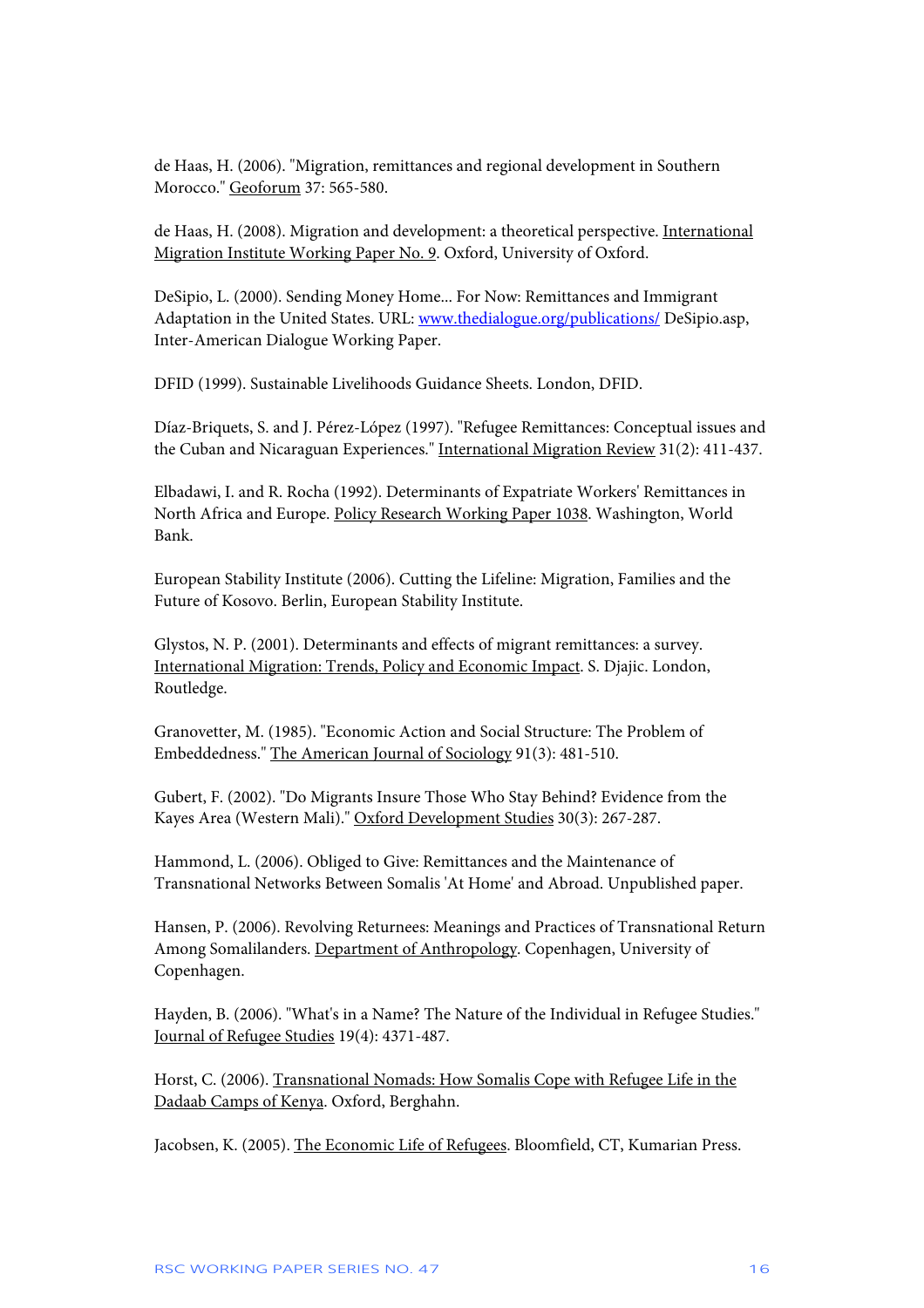de Haas, H. (2006). "Migration, remittances and regional development in Southern Morocco." Geoforum 37: 565-580.

de Haas, H. (2008). Migration and development: a theoretical perspective. International Migration Institute Working Paper No. 9. Oxford, University of Oxford.

DeSipio, L. (2000). Sending Money Home... For Now: Remittances and Immigrant Adaptation in the United States. URL: www.thedialogue.org/publications/ DeSipio.asp, Inter-American Dialogue Working Paper.

DFID (1999). Sustainable Livelihoods Guidance Sheets. London, DFID.

Díaz-Briquets, S. and J. Pérez-López (1997). "Refugee Remittances: Conceptual issues and the Cuban and Nicaraguan Experiences." International Migration Review 31(2): 411-437.

Elbadawi, I. and R. Rocha (1992). Determinants of Expatriate Workers' Remittances in North Africa and Europe. Policy Research Working Paper 1038. Washington, World Bank.

European Stability Institute (2006). Cutting the Lifeline: Migration, Families and the Future of Kosovo. Berlin, European Stability Institute.

Glystos, N. P. (2001). Determinants and effects of migrant remittances: a survey. International Migration: Trends, Policy and Economic Impact. S. Djajic. London, Routledge.

Granovetter, M. (1985). "Economic Action and Social Structure: The Problem of Embeddedness." The American Journal of Sociology 91(3): 481-510.

Gubert, F. (2002). "Do Migrants Insure Those Who Stay Behind? Evidence from the Kayes Area (Western Mali)." Oxford Development Studies 30(3): 267-287.

Hammond, L. (2006). Obliged to Give: Remittances and the Maintenance of Transnational Networks Between Somalis 'At Home' and Abroad. Unpublished paper.

Hansen, P. (2006). Revolving Returnees: Meanings and Practices of Transnational Return Among Somalilanders. Department of Anthropology. Copenhagen, University of Copenhagen.

Hayden, B. (2006). "What's in a Name? The Nature of the Individual in Refugee Studies." Journal of Refugee Studies 19(4): 4371-487.

Horst, C. (2006). Transnational Nomads: How Somalis Cope with Refugee Life in the Dadaab Camps of Kenya. Oxford, Berghahn.

Jacobsen, K. (2005). The Economic Life of Refugees. Bloomfield, CT, Kumarian Press.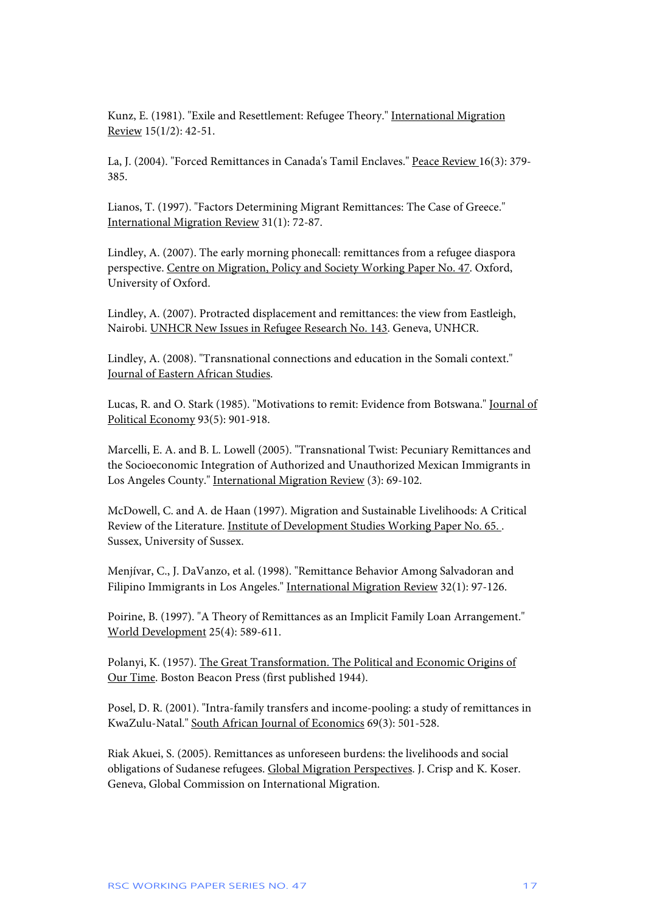Kunz, E. (1981). "Exile and Resettlement: Refugee Theory." International Migration Review 15(1/2): 42-51.

La, J. (2004). "Forced Remittances in Canada's Tamil Enclaves." Peace Review 16(3): 379-385.

Lianos, T. (1997). "Factors Determining Migrant Remittances: The Case of Greece." International Migration Review 31(1): 72-87.

Lindley, A. (2007). The early morning phonecall: remittances from a refugee diaspora perspective. Centre on Migration, Policy and Society Working Paper No. 47. Oxford, University of Oxford.

Lindley, A. (2007). Protracted displacement and remittances: the view from Eastleigh, Nairobi. UNHCR New Issues in Refugee Research No. 143. Geneva, UNHCR.

Lindley, A. (2008). "Transnational connections and education in the Somali context." Journal of Eastern African Studies.

Lucas, R. and O. Stark (1985). "Motivations to remit: Evidence from Botswana." Journal of Political Economy 93(5): 901-918.

Marcelli, E. A. and B. L. Lowell (2005). "Transnational Twist: Pecuniary Remittances and the Socioeconomic Integration of Authorized and Unauthorized Mexican Immigrants in Los Angeles County." International Migration Review (3): 69-102.

McDowell, C. and A. de Haan (1997). Migration and Sustainable Livelihoods: A Critical Review of the Literature. Institute of Development Studies Working Paper No. 65. . Sussex, University of Sussex.

Menjívar, C., J. DaVanzo, et al. (1998). "Remittance Behavior Among Salvadoran and Filipino Immigrants in Los Angeles." International Migration Review 32(1): 97-126.

Poirine, B. (1997). "A Theory of Remittances as an Implicit Family Loan Arrangement." World Development 25(4): 589-611.

Polanyi, K. (1957). The Great Transformation. The Political and Economic Origins of Our Time. Boston Beacon Press (first published 1944).

Posel, D. R. (2001). "Intra-family transfers and income-pooling: a study of remittances in KwaZulu-Natal." South African Journal of Economics 69(3): 501-528.

Riak Akuei, S. (2005). Remittances as unforeseen burdens: the livelihoods and social obligations of Sudanese refugees. Global Migration Perspectives. J. Crisp and K. Koser. Geneva, Global Commission on International Migration.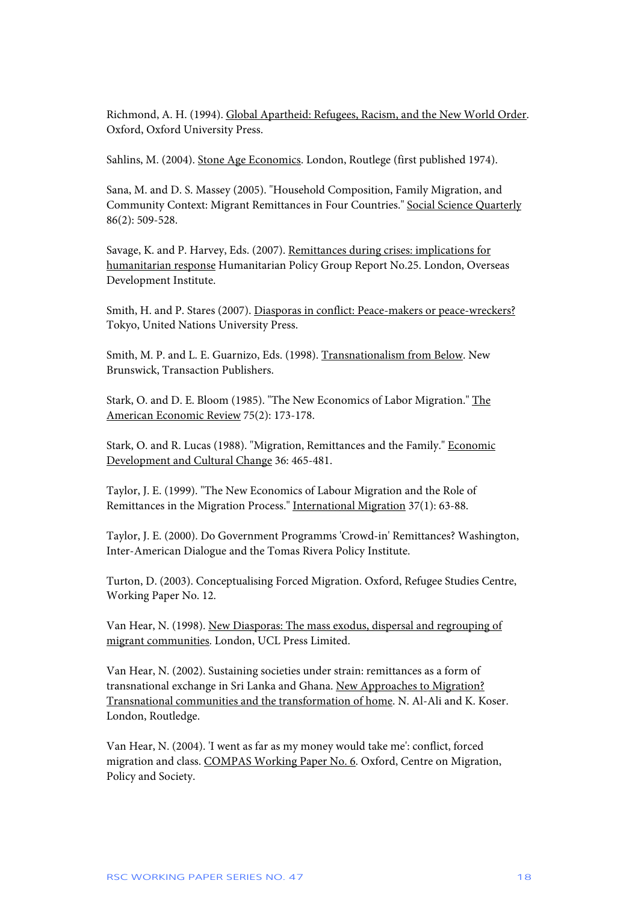Richmond, A. H. (1994). Global Apartheid: Refugees, Racism, and the New World Order. Oxford, Oxford University Press.

Sahlins, M. (2004). Stone Age Economics. London, Routlege (first published 1974).

Sana, M. and D. S. Massey (2005). "Household Composition, Family Migration, and Community Context: Migrant Remittances in Four Countries." Social Science Quarterly 86(2): 509-528.

Savage, K. and P. Harvey, Eds. (2007). Remittances during crises: implications for humanitarian response Humanitarian Policy Group Report No.25. London, Overseas Development Institute.

Smith, H. and P. Stares (2007). Diasporas in conflict: Peace-makers or peace-wreckers? Tokyo, United Nations University Press.

Smith, M. P. and L. E. Guarnizo, Eds. (1998). Transnationalism from Below. New Brunswick, Transaction Publishers.

Stark, O. and D. E. Bloom (1985). "The New Economics of Labor Migration." The American Economic Review 75(2): 173-178.

Stark, O. and R. Lucas (1988). "Migration, Remittances and the Family." Economic Development and Cultural Change 36: 465-481.

Taylor, J. E. (1999). "The New Economics of Labour Migration and the Role of Remittances in the Migration Process." International Migration 37(1): 63-88.

Taylor, J. E. (2000). Do Government Programms 'Crowd-in' Remittances? Washington, Inter-American Dialogue and the Tomas Rivera Policy Institute.

Turton, D. (2003). Conceptualising Forced Migration. Oxford, Refugee Studies Centre, Working Paper No. 12.

Van Hear, N. (1998). New Diasporas: The mass exodus, dispersal and regrouping of migrant communities. London, UCL Press Limited.

Van Hear, N. (2002). Sustaining societies under strain: remittances as a form of transnational exchange in Sri Lanka and Ghana. New Approaches to Migration? Transnational communities and the transformation of home. N. Al-Ali and K. Koser. London, Routledge.

Van Hear, N. (2004). 'I went as far as my money would take me': conflict, forced migration and class. COMPAS Working Paper No. 6. Oxford, Centre on Migration, Policy and Society.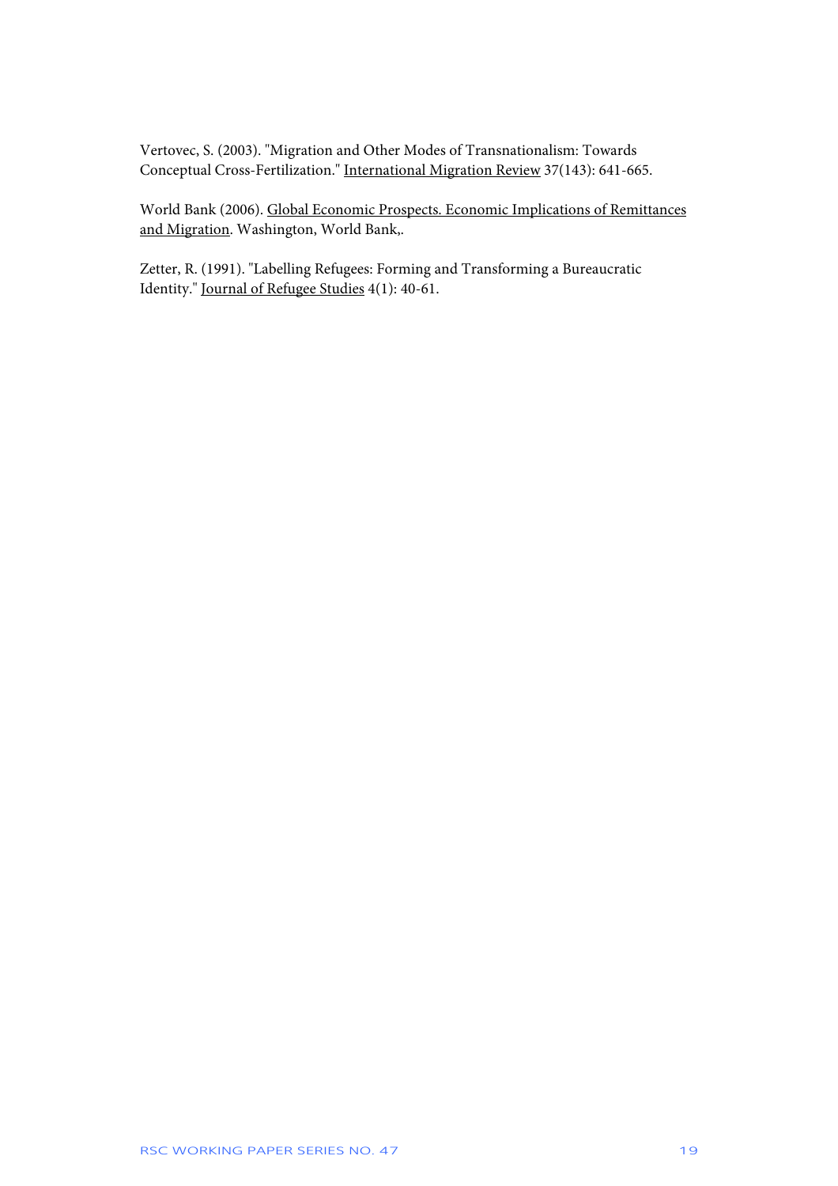Vertovec, S. (2003). "Migration and Other Modes of Transnationalism: Towards Conceptual Cross-Fertilization." International Migration Review 37(143): 641-665.

World Bank (2006). Global Economic Prospects. Economic Implications of Remittances and Migration. Washington, World Bank,.

Zetter, R. (1991). "Labelling Refugees: Forming and Transforming a Bureaucratic Identity." Journal of Refugee Studies 4(1): 40-61.